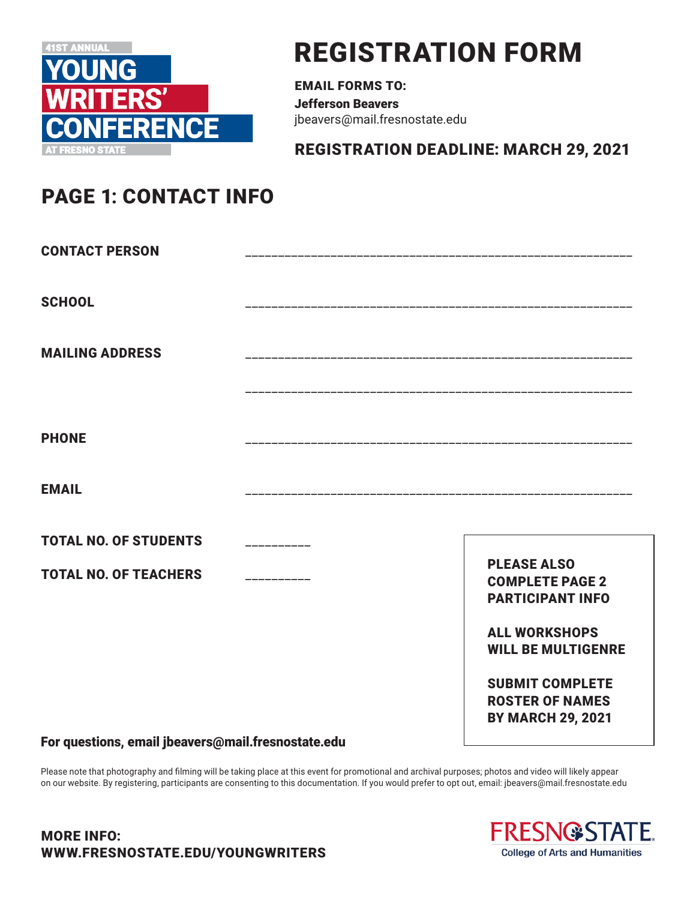41ST ANNUAL

# YOUNG WRITERS' CONFERENCE

AT FRESNO STATE

# REGISTRATION FORM

**EMAIL FORMS TO:**
**Jefferson Beavers**
jbeavers@mail.fresnostate.edu

**REGISTRATION DEADLINE: MARCH 29, 2021**

## PAGE 1: CONTACT INFO

**CONTACT PERSON** ____________________________________________________________

**SCHOOL** ____________________________________________________________

**MAILING ADDRESS** ____________________________________________________________

____________________________________________________________

**PHONE** ____________________________________________________________

**EMAIL** ____________________________________________________________

**TOTAL NO. OF STUDENTS** __________

**TOTAL NO. OF TEACHERS** __________

**PLEASE ALSO COMPLETE PAGE 2 PARTICIPANT INFO**

**ALL WORKSHOPS WILL BE MULTIGENRE**

**SUBMIT COMPLETE ROSTER OF NAMES BY MARCH 29, 2021**

**For questions, email jbeavers@mail.fresnostate.edu**

Please note that photography and filming will be taking place at this event for promotional and archival purposes; photos and video will likely appear on our website. By registering, participants are consenting to this documentation. If you would prefer to opt out, email: jbeavers@mail.fresnostate.edu

**MORE INFO:**
**WWW.FRESNOSTATE.EDU/YOUNGWRITERS**

FRESNO STATE
College of Arts and Humanities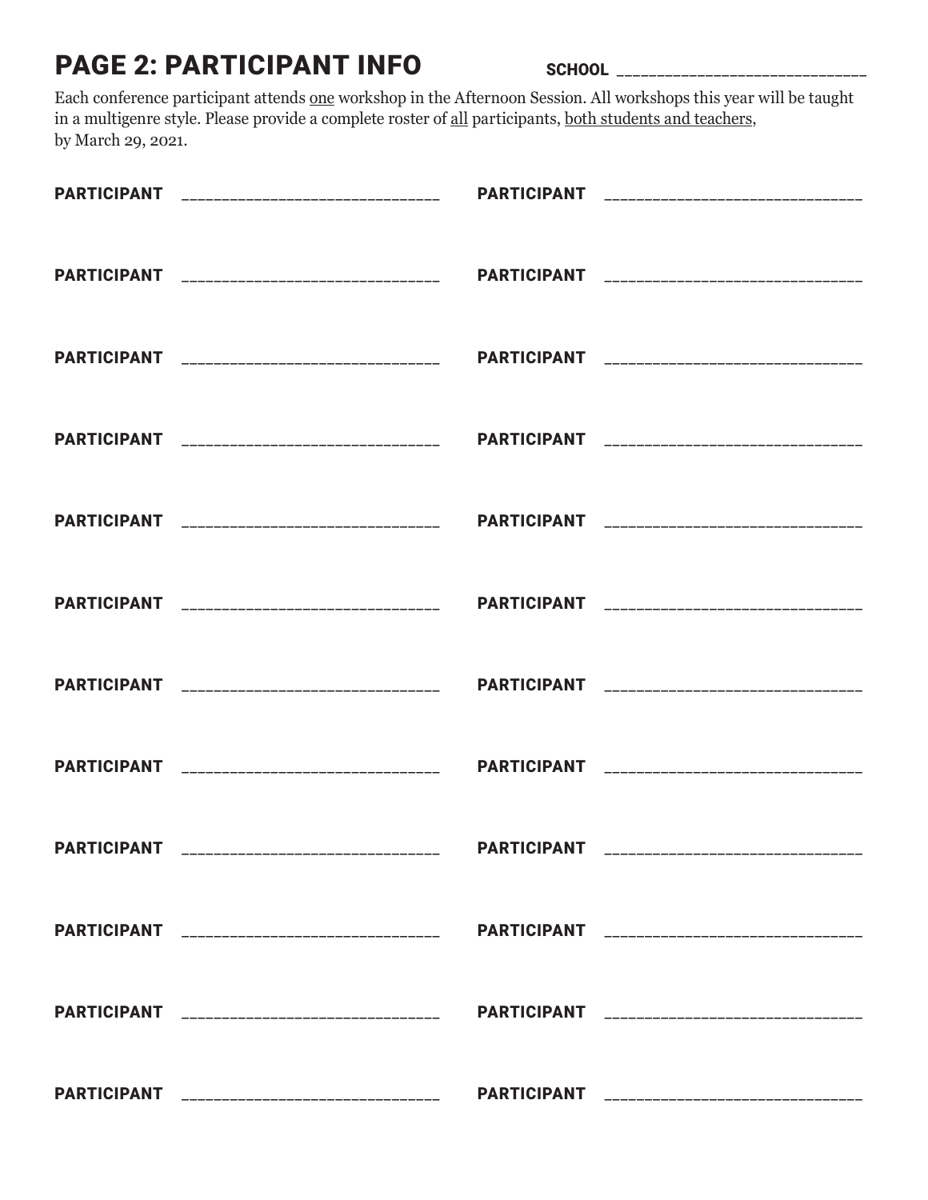## PAGE 2: PARTICIPANT INFO

**SCHOOL** ______________________________

Each conference participant attends <u>one</u> workshop in the Afternoon Session. All workshops this year will be taught in a multigenre style. Please provide a complete roster of <u>all</u> participants, <u>both students and teachers</u>, by March 29, 2021.

**PARTICIPANT** ______________________________

**PARTICIPANT** ______________________________

**PARTICIPANT** ______________________________

**PARTICIPANT** ______________________________

**PARTICIPANT** ______________________________

**PARTICIPANT** ______________________________

**PARTICIPANT** ______________________________

**PARTICIPANT** ______________________________

**PARTICIPANT** ______________________________

**PARTICIPANT** ______________________________

**PARTICIPANT** ______________________________

**PARTICIPANT** ______________________________

**PARTICIPANT** ______________________________

**PARTICIPANT** ______________________________

**PARTICIPANT** ______________________________

**PARTICIPANT** ______________________________

**PARTICIPANT** ______________________________

**PARTICIPANT** ______________________________

**PARTICIPANT** ______________________________

**PARTICIPANT** ______________________________

**PARTICIPANT** ______________________________

**PARTICIPANT** ______________________________

**PARTICIPANT** ______________________________

**PARTICIPANT** ______________________________